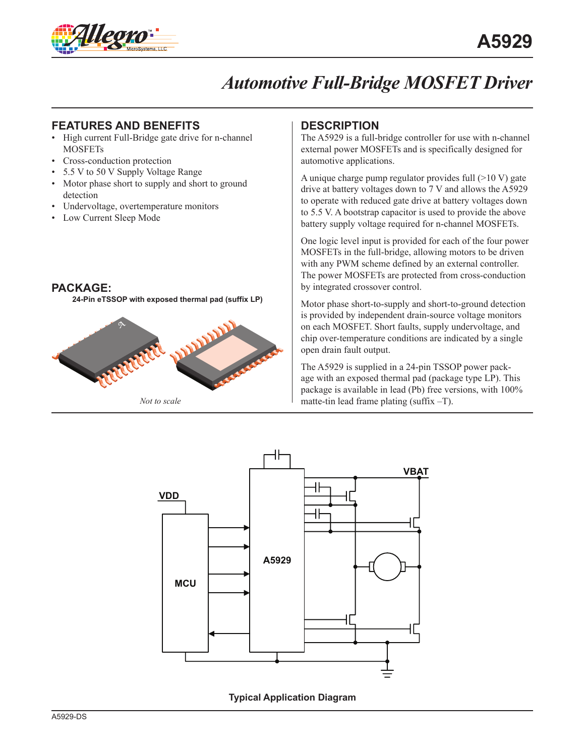# A5929

## Automotive Full-Bridge MOSFET Driver

### FEATURES AND BENEFITS

- High current Full-Bridge gate drive for n-channel MOSFETs
- Cross-conduction protection
- 5.5 V to 50 V Supply Voltage Range
- Motor phase short to supply and short to ground detection
- Undervoltage, overtemperature monitors
- Low Current Sleep Mode

### PACKAGE:

**24-Pin eTSSOP with exposed thermal pad (suffix LP)**

*Not to scale*

### DESCRIPTION

The A5929 is a full-bridge controller for use with n-channel external power MOSFETs and is specifically designed for automotive applications.

A unique charge pump regulator provides full (>10 V) gate drive at battery voltages down to 7 V and allows the A5929 to operate with reduced gate drive at battery voltages down to 5.5 V. A bootstrap capacitor is used to provide the above battery supply voltage required for n-channel MOSFETs.

One logic level input is provided for each of the four power MOSFETs in the full-bridge, allowing motors to be driven with any PWM scheme defined by an external controller. The power MOSFETs are protected from cross-conduction by integrated crossover control.

Motor phase short-to-supply and short-to-ground detection is provided by independent drain-source voltage monitors on each MOSFET. Short faults, supply undervoltage, and chip over-temperature conditions are indicated by a single open drain fault output.

The A5929 is supplied in a 24-pin TSSOP power package with an exposed thermal pad (package type LP). This package is available in lead (Pb) free versions, with 100% matte-tin lead frame plating (suffix –T).

**Typical Application Diagram**

A5929-DS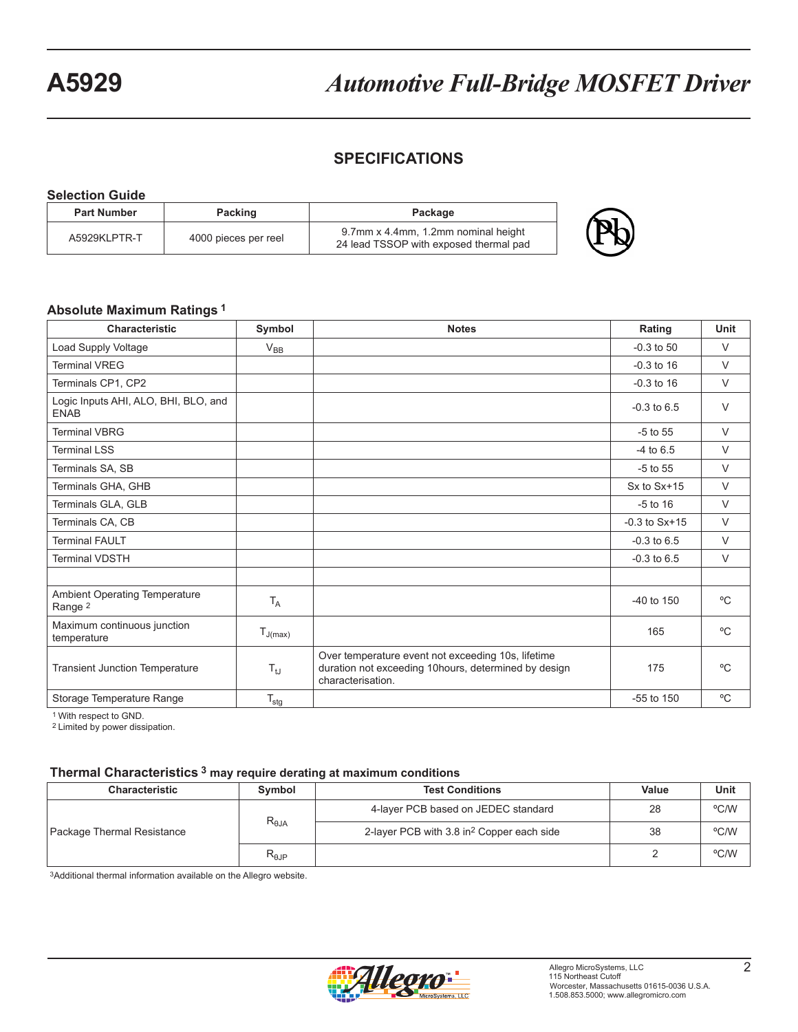## SPECIFICATIONS

### Selection Guide

| Part Number | Packing | Package |
|---|---|---|
| A5929KLPTR-T | 4000 pieces per reel | 9.7mm x 4.4mm, 1.2mm nominal height 24 lead TSSOP with exposed thermal pad |

### Absolute Maximum Ratings [1]

| Characteristic | Symbol | Notes | Rating | Unit |
|---|---|---|---|---|
| Load Supply Voltage | $V_{BB}$ | | -0.3 to 50 | V |
| Terminal VREG | | | -0.3 to 16 | V |
| Terminals CP1, CP2 | | | -0.3 to 16 | V |
| Logic Inputs AHI, ALO, BHI, BLO, and ENAB | | | -0.3 to 6.5 | V |
| Terminal VBRG | | | -5 to 55 | V |
| Terminal LSS | | | -4 to 6.5 | V |
| Terminals SA, SB | | | -5 to 55 | V |
| Terminals GHA, GHB | | | Sx to Sx+15 | V |
| Terminals GLA, GLB | | | -5 to 16 | V |
| Terminals CA, CB | | | -0.3 to Sx+15 | V |
| Terminal FAULT | | | -0.3 to 6.5 | V |
| Terminal VDSTH | | | -0.3 to 6.5 | V |
| | | | | |
| Ambient Operating Temperature Range [2] | $T_A$ | | -40 to 150 | ºC |
| Maximum continuous junction temperature | $T_{J(max)}$ | | 165 | ºC |
| Transient Junction Temperature | $T_{tJ}$ | Over temperature event not exceeding 10s, lifetime duration not exceeding 10hours, determined by design characterisation. | 175 | ºC |
| Storage Temperature Range | $T_{stg}$ | | -55 to 150 | ºC |

[1] With respect to GND.
[2] Limited by power dissipation.

### Thermal Characteristics [3] may require derating at maximum conditions

| Characteristic | Symbol | Test Conditions | Value | Unit |
|---|---|---|---|---|
| Package Thermal Resistance | $R_{\theta JA}$ | 4-layer PCB based on JEDEC standard | 28 | ºC/W |
| | | 2-layer PCB with 3.8 in$^2$ Copper each side | 38 | ºC/W |
| | $R_{\theta JP}$ | | 2 | ºC/W |

[3] Additional thermal information available on the Allegro website.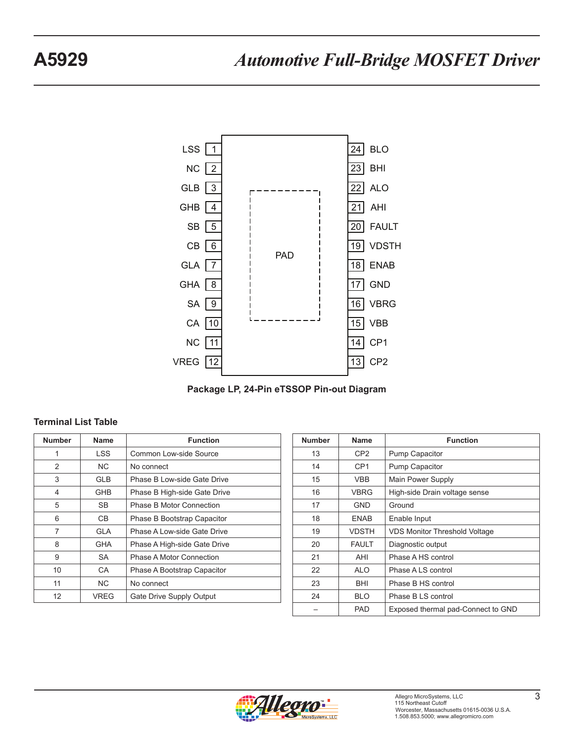LSS 1 | 24 BLO
NC 2 | 23 BHI
GLB 3 | 22 ALO
GHB 4 | 21 AHI
SB 5 | 20 FAULT
CB 6 | 19 VDSTH
GLA 7 | 18 ENAB
GHA 8 | 17 GND
SA 9 | 16 VBRG
CA 10 | 15 VBB
NC 11 | 14 CP1
VREG 12 | 13 CP2

PAD

**Package LP, 24-Pin eTSSOP Pin-out Diagram**

### Terminal List Table

| Number | Name | Function |
|---|---|---|
| 1 | LSS | Common Low-side Source |
| 2 | NC | No connect |
| 3 | GLB | Phase B Low-side Gate Drive |
| 4 | GHB | Phase B High-side Gate Drive |
| 5 | SB | Phase B Motor Connection |
| 6 | CB | Phase B Bootstrap Capacitor |
| 7 | GLA | Phase A Low-side Gate Drive |
| 8 | GHA | Phase A High-side Gate Drive |
| 9 | SA | Phase A Motor Connection |
| 10 | CA | Phase A Bootstrap Capacitor |
| 11 | NC | No connect |
| 12 | VREG | Gate Drive Supply Output |
| 13 | CP2 | Pump Capacitor |
| 14 | CP1 | Pump Capacitor |
| 15 | VBB | Main Power Supply |
| 16 | VBRG | High-side Drain voltage sense |
| 17 | GND | Ground |
| 18 | ENAB | Enable Input |
| 19 | VDSTH | VDS Monitor Threshold Voltage |
| 20 | FAULT | Diagnostic output |
| 21 | AHI | Phase A HS control |
| 22 | ALO | Phase A LS control |
| 23 | BHI | Phase B HS control |
| 24 | BLO | Phase B LS control |
| – | PAD | Exposed thermal pad-Connect to GND |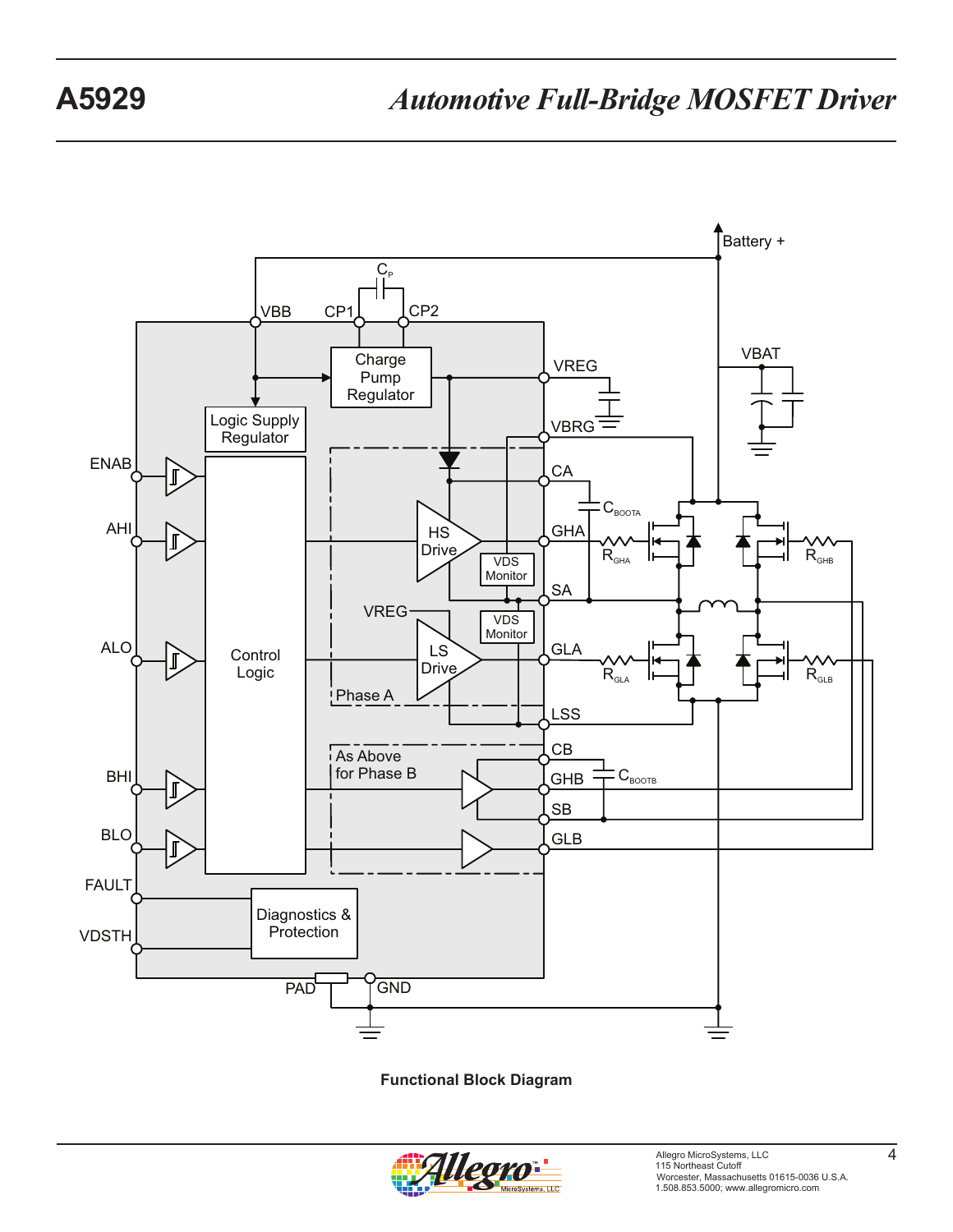Functional Block Diagram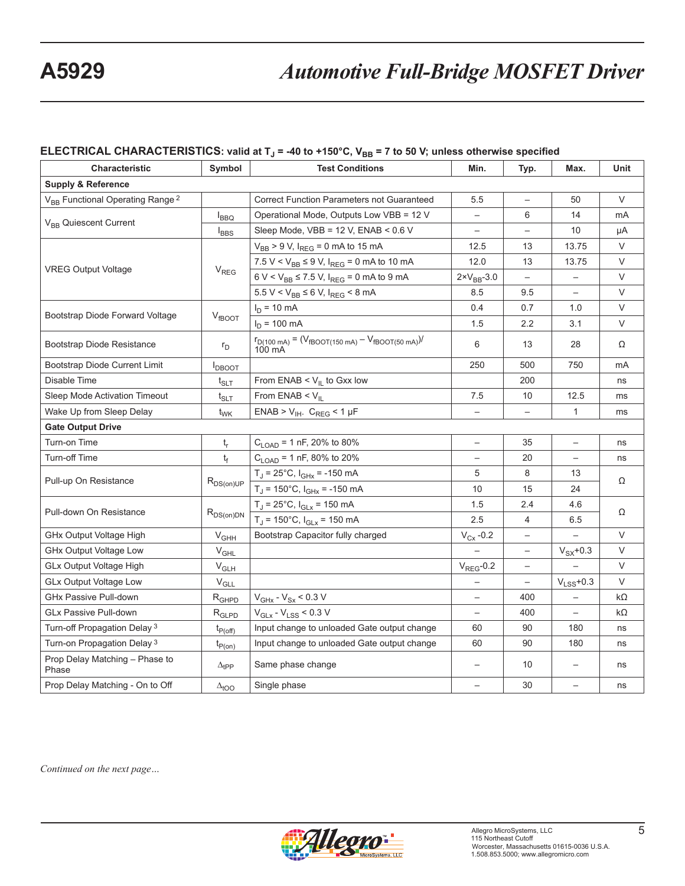## ELECTRICAL CHARACTERISTICS: valid at $T_J$ = -40 to +150°C, $V_{BB}$ = 7 to 50 V; unless otherwise specified

| Characteristic | Symbol | Test Conditions | Min. | Typ. | Max. | Unit |
|---|---|---|---|---|---|---|
| **Supply & Reference** | | | | | | |
| $V_{BB}$ Functional Operating Range [2] | | Correct Function Parameters not Guaranteed | 5.5 | – | 50 | V |
| $V_{BB}$ Quiescent Current | $I_{BBQ}$ | Operational Mode, Outputs Low VBB = 12 V | – | 6 | 14 | mA |
| | $I_{BBS}$ | Sleep Mode, VBB = 12 V, ENAB < 0.6 V | – | – | 10 | μA |
| VREG Output Voltage | $V_{REG}$ | $V_{BB}$ > 9 V, $I_{REG}$ = 0 mA to 15 mA | 12.5 | 13 | 13.75 | V |
| | | 7.5 V < $V_{BB}$ ≤ 9 V, $I_{REG}$ = 0 mA to 10 mA | 12.0 | 13 | 13.75 | V |
| | | 6 V < $V_{BB}$ ≤ 7.5 V, $I_{REG}$ = 0 mA to 9 mA | 2×$V_{BB}$-3.0 | – | – | V |
| | | 5.5 V < $V_{BB}$ ≤ 6 V, $I_{REG}$ < 8 mA | 8.5 | 9.5 | – | V |
| Bootstrap Diode Forward Voltage | $V_{fBOOT}$ | $I_D$ = 10 mA | 0.4 | 0.7 | 1.0 | V |
| | | $I_D$ = 100 mA | 1.5 | 2.2 | 3.1 | V |
| Bootstrap Diode Resistance | $r_D$ | $r_{D(100\ mA)} = (V_{fBOOT(150\ mA)} - V_{fBOOT(50\ mA)})/100\ mA$ | 6 | 13 | 28 | Ω |
| Bootstrap Diode Current Limit | $I_{DBOOT}$ | | 250 | 500 | 750 | mA |
| Disable Time | $t_{SLT}$ | From ENAB < $V_{IL}$ to Gxx low | | 200 | | ns |
| Sleep Mode Activation Timeout | $t_{SLT}$ | From ENAB < $V_{IL}$ | 7.5 | 10 | 12.5 | ms |
| Wake Up from Sleep Delay | $t_{WK}$ | ENAB > $V_{IH}$. $C_{REG}$ < 1 μF | – | – | 1 | ms |
| **Gate Output Drive** | | | | | | |
| Turn-on Time | $t_r$ | $C_{LOAD}$ = 1 nF, 20% to 80% | – | 35 | – | ns |
| Turn-off Time | $t_f$ | $C_{LOAD}$ = 1 nF, 80% to 20% | – | 20 | – | ns |
| Pull-up On Resistance | $R_{DS(on)UP}$ | $T_J$ = 25°C, $I_{GHx}$ = -150 mA | 5 | 8 | 13 | Ω |
| | | $T_J$ = 150°C, $I_{GHx}$ = -150 mA | 10 | 15 | 24 | |
| Pull-down On Resistance | $R_{DS(on)DN}$ | $T_J$ = 25°C, $I_{GLx}$ = 150 mA | 1.5 | 2.4 | 4.6 | Ω |
| | | $T_J$ = 150°C, $I_{GLx}$ = 150 mA | 2.5 | 4 | 6.5 | |
| GHx Output Voltage High | $V_{GHH}$ | Bootstrap Capacitor fully charged | $V_{Cx}$ -0.2 | – | – | V |
| GHx Output Voltage Low | $V_{GHL}$ | | – | – | $V_{SX}$+0.3 | V |
| GLx Output Voltage High | $V_{GLH}$ | | $V_{REG}$-0.2 | – | – | V |
| GLx Output Voltage Low | $V_{GLL}$ | | – | – | $V_{LSS}$+0.3 | V |
| GHx Passive Pull-down | $R_{GHPD}$ | $V_{GHx}$ - $V_{Sx}$ < 0.3 V | – | 400 | – | kΩ |
| GLx Passive Pull-down | $R_{GLPD}$ | $V_{GLx}$ - $V_{LSS}$ < 0.3 V | – | 400 | – | kΩ |
| Turn-off Propagation Delay [3] | $t_{P(off)}$ | Input change to unloaded Gate output change | 60 | 90 | 180 | ns |
| Turn-on Propagation Delay [3] | $t_{P(on)}$ | Input change to unloaded Gate output change | 60 | 90 | 180 | ns |
| Prop Delay Matching – Phase to Phase | $\Delta_{tPP}$ | Same phase change | – | 10 | – | ns |
| Prop Delay Matching - On to Off | $\Delta_{tOO}$ | Single phase | – | 30 | – | ns |

*Continued on the next page…*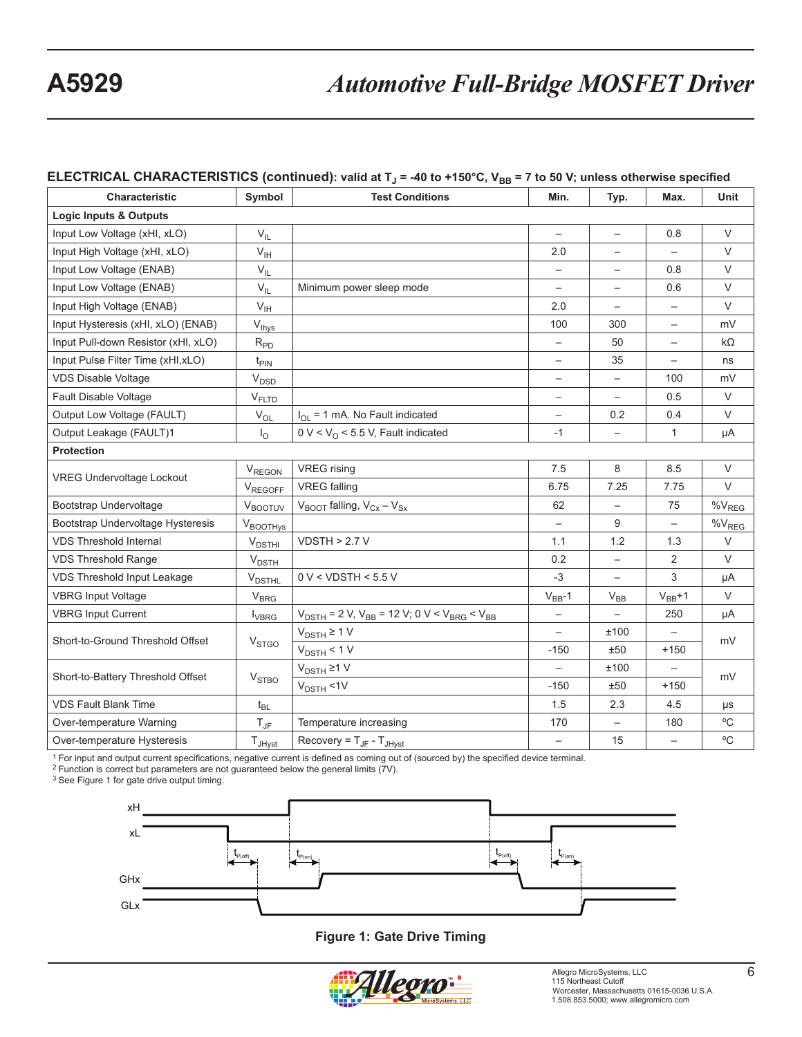## ELECTRICAL CHARACTERISTICS (continued): valid at $T_J$ = -40 to +150°C, $V_{BB}$ = 7 to 50 V; unless otherwise specified

| Characteristic | Symbol | Test Conditions | Min. | Typ. | Max. | Unit |
|---|---|---|---|---|---|---|
| **Logic Inputs & Outputs** | | | | | | |
| Input Low Voltage (xHI, xLO) | $V_{IL}$ | | – | – | 0.8 | V |
| Input High Voltage (xHI, xLO) | $V_{IH}$ | | 2.0 | – | – | V |
| Input Low Voltage (ENAB) | $V_{IL}$ | | – | – | 0.8 | V |
| Input Low Voltage (ENAB) | $V_{IL}$ | Minimum power sleep mode | – | – | 0.6 | V |
| Input High Voltage (ENAB) | $V_{IH}$ | | 2.0 | – | – | V |
| Input Hysteresis (xHI, xLO) (ENAB) | $V_{Ihys}$ | | 100 | 300 | – | mV |
| Input Pull-down Resistor (xHI, xLO) | $R_{PD}$ | | – | 50 | – | kΩ |
| Input Pulse Filter Time (xHI,xLO) | $t_{PIN}$ | | – | 35 | – | ns |
| VDS Disable Voltage | $V_{DSD}$ | | – | – | 100 | mV |
| Fault Disable Voltage | $V_{FLTD}$ | | – | – | 0.5 | V |
| Output Low Voltage (FAULT) | $V_{OL}$ | $I_{OL}$ = 1 mA. No Fault indicated | – | 0.2 | 0.4 | V |
| Output Leakage (FAULT)1 | $I_O$ | 0 V < $V_O$ < 5.5 V, Fault indicated | -1 | – | 1 | µA |
| **Protection** | | | | | | |
| VREG Undervoltage Lockout | $V_{REGON}$ | VREG rising | 7.5 | 8 | 8.5 | V |
| | $V_{REGOFF}$ | VREG falling | 6.75 | 7.25 | 7.75 | V |
| Bootstrap Undervoltage | $V_{BOOTUV}$ | $V_{BOOT}$ falling, $V_{Cx} – V_{Sx}$ | 62 | – | 75 | $\%V_{REG}$ |
| Bootstrap Undervoltage Hysteresis | $V_{BOOTHys}$ | | – | 9 | – | $\%V_{REG}$ |
| VDS Threshold Internal | $V_{DSTHI}$ | VDSTH > 2.7 V | 1.1 | 1.2 | 1.3 | V |
| VDS Threshold Range | $V_{DSTH}$ | | 0.2 | – | 2 | V |
| VDS Threshold Input Leakage | $V_{DSTHL}$ | 0 V < VDSTH < 5.5 V | -3 | – | 3 | µA |
| VBRG Input Voltage | $V_{BRG}$ | | $V_{BB}$-1 | $V_{BB}$ | $V_{BB}$+1 | V |
| VBRG Input Current | $I_{VBRG}$ | $V_{DSTH}$ = 2 V, $V_{BB}$ = 12 V; 0 V < $V_{BRG}$ < $V_{BB}$ | – | – | 250 | µA |
| Short-to-Ground Threshold Offset | $V_{STGO}$ | $V_{DSTH}$ ≥ 1 V | – | ±100 | – | mV |
| | | $V_{DSTH}$ < 1 V | -150 | ±50 | +150 | mV |
| Short-to-Battery Threshold Offset | $V_{STBO}$ | $V_{DSTH}$ ≥1 V | – | ±100 | – | mV |
| | | $V_{DSTH}$ <1V | -150 | ±50 | +150 | mV |
| VDS Fault Blank Time | $t_{BL}$ | | 1.5 | 2.3 | 4.5 | µs |
| Over-temperature Warning | $T_{JF}$ | Temperature increasing | 170 | – | 180 | °C |
| Over-temperature Hysteresis | $T_{JHyst}$ | Recovery = $T_{JF}$ - $T_{JHyst}$ | – | 15 | – | °C |

[1] For input and output current specifications, negative current is defined as coming out of (sourced by) the specified device terminal.
[2] Function is correct but parameters are not guaranteed below the general limits (7V).
[3] See Figure 1 for gate drive output timing.

**Figure 1: Gate Drive Timing**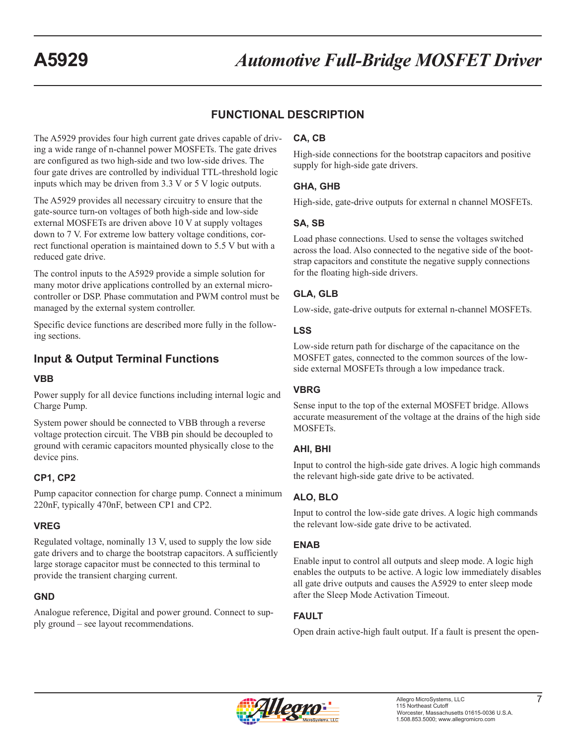## FUNCTIONAL DESCRIPTION

The A5929 provides four high current gate drives capable of driving a wide range of n-channel power MOSFETs. The gate drives are configured as two high-side and two low-side drives. The four gate drives are controlled by individual TTL-threshold logic inputs which may be driven from 3.3 V or 5 V logic outputs.

The A5929 provides all necessary circuitry to ensure that the gate-source turn-on voltages of both high-side and low-side external MOSFETs are driven above 10 V at supply voltages down to 7 V. For extreme low battery voltage conditions, correct functional operation is maintained down to 5.5 V but with a reduced gate drive.

The control inputs to the A5929 provide a simple solution for many motor drive applications controlled by an external microcontroller or DSP. Phase commutation and PWM control must be managed by the external system controller.

Specific device functions are described more fully in the following sections.

### Input & Output Terminal Functions

#### VBB

Power supply for all device functions including internal logic and Charge Pump.

System power should be connected to VBB through a reverse voltage protection circuit. The VBB pin should be decoupled to ground with ceramic capacitors mounted physically close to the device pins.

#### CP1, CP2

Pump capacitor connection for charge pump. Connect a minimum 220nF, typically 470nF, between CP1 and CP2.

#### VREG

Regulated voltage, nominally 13 V, used to supply the low side gate drivers and to charge the bootstrap capacitors. A sufficiently large storage capacitor must be connected to this terminal to provide the transient charging current.

#### GND

Analogue reference, Digital and power ground. Connect to supply ground – see layout recommendations.

#### CA, CB

High-side connections for the bootstrap capacitors and positive supply for high-side gate drivers.

#### GHA, GHB

High-side, gate-drive outputs for external n channel MOSFETs.

#### SA, SB

Load phase connections. Used to sense the voltages switched across the load. Also connected to the negative side of the bootstrap capacitors and constitute the negative supply connections for the floating high-side drivers.

#### GLA, GLB

Low-side, gate-drive outputs for external n-channel MOSFETs.

#### LSS

Low-side return path for discharge of the capacitance on the MOSFET gates, connected to the common sources of the low-side external MOSFETs through a low impedance track.

#### VBRG

Sense input to the top of the external MOSFET bridge. Allows accurate measurement of the voltage at the drains of the high side MOSFETs.

#### AHI, BHI

Input to control the high-side gate drives. A logic high commands the relevant high-side gate drive to be activated.

#### ALO, BLO

Input to control the low-side gate drives. A logic high commands the relevant low-side gate drive to be activated.

#### ENAB

Enable input to control all outputs and sleep mode. A logic high enables the outputs to be active. A logic low immediately disables all gate drive outputs and causes the A5929 to enter sleep mode after the Sleep Mode Activation Timeout.

#### FAULT

Open drain active-high fault output. If a fault is present the open-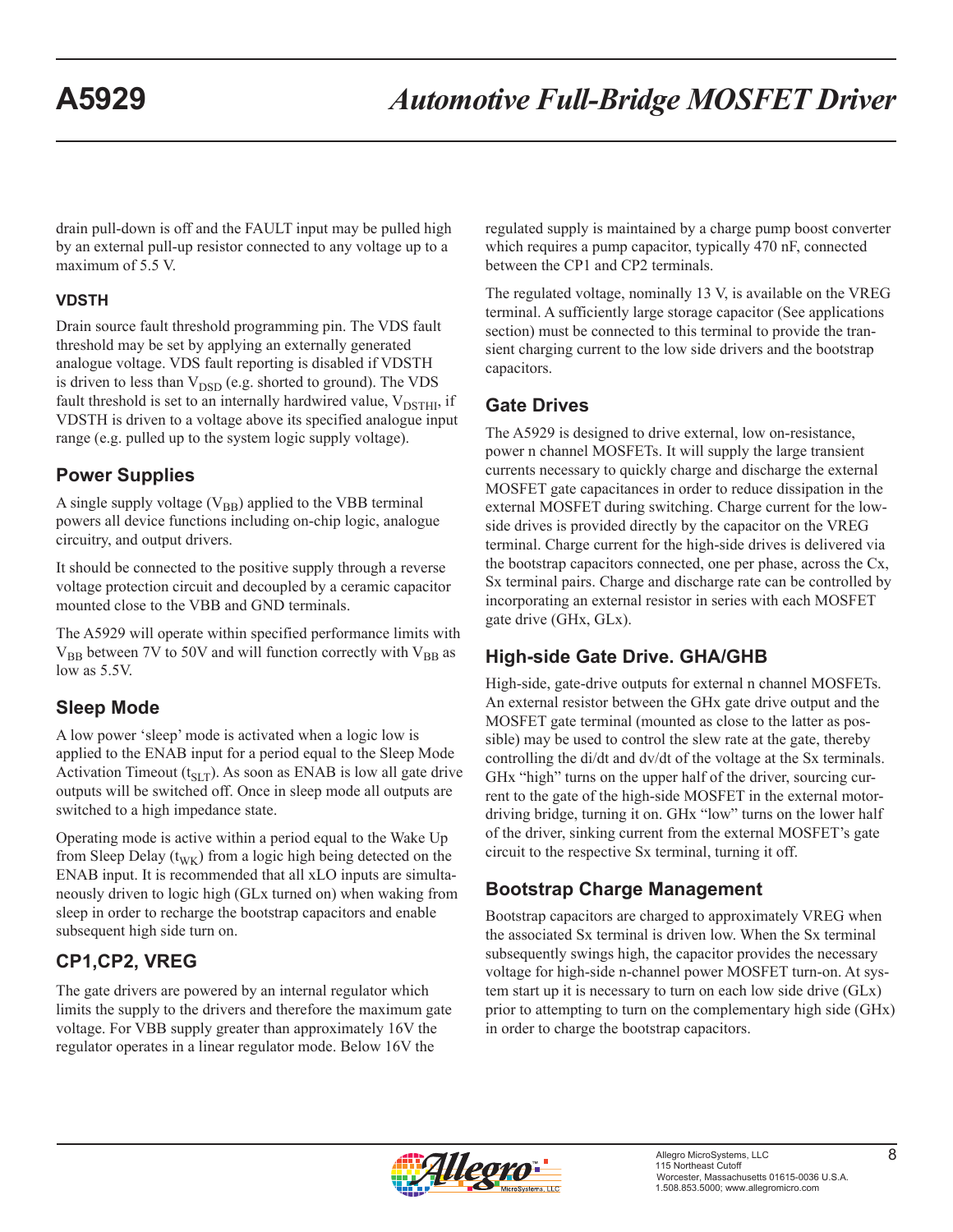drain pull-down is off and the FAULT input may be pulled high by an external pull-up resistor connected to any voltage up to a maximum of 5.5 V.

#### VDSTH

Drain source fault threshold programming pin. The VDS fault threshold may be set by applying an externally generated analogue voltage. VDS fault reporting is disabled if VDSTH is driven to less than $V_{DSD}$ (e.g. shorted to ground). The VDS fault threshold is set to an internally hardwired value, $V_{DSTHI}$, if VDSTH is driven to a voltage above its specified analogue input range (e.g. pulled up to the system logic supply voltage).

### Power Supplies

A single supply voltage ($V_{BB}$) applied to the VBB terminal powers all device functions including on-chip logic, analogue circuitry, and output drivers.

It should be connected to the positive supply through a reverse voltage protection circuit and decoupled by a ceramic capacitor mounted close to the VBB and GND terminals.

The A5929 will operate within specified performance limits with $V_{BB}$ between 7V to 50V and will function correctly with $V_{BB}$ as low as 5.5V.

### Sleep Mode

A low power 'sleep' mode is activated when a logic low is applied to the ENAB input for a period equal to the Sleep Mode Activation Timeout ($t_{SLT}$). As soon as ENAB is low all gate drive outputs will be switched off. Once in sleep mode all outputs are switched to a high impedance state.

Operating mode is active within a period equal to the Wake Up from Sleep Delay ($t_{WK}$) from a logic high being detected on the ENAB input. It is recommended that all xLO inputs are simultaneously driven to logic high (GLx turned on) when waking from sleep in order to recharge the bootstrap capacitors and enable subsequent high side turn on.

### CP1,CP2, VREG

The gate drivers are powered by an internal regulator which limits the supply to the drivers and therefore the maximum gate voltage. For VBB supply greater than approximately 16V the regulator operates in a linear regulator mode. Below 16V the regulated supply is maintained by a charge pump boost converter which requires a pump capacitor, typically 470 nF, connected between the CP1 and CP2 terminals.

The regulated voltage, nominally 13 V, is available on the VREG terminal. A sufficiently large storage capacitor (See applications section) must be connected to this terminal to provide the transient charging current to the low side drivers and the bootstrap capacitors.

### Gate Drives

The A5929 is designed to drive external, low on-resistance, power n channel MOSFETs. It will supply the large transient currents necessary to quickly charge and discharge the external MOSFET gate capacitances in order to reduce dissipation in the external MOSFET during switching. Charge current for the low-side drives is provided directly by the capacitor on the VREG terminal. Charge current for the high-side drives is delivered via the bootstrap capacitors connected, one per phase, across the Cx, Sx terminal pairs. Charge and discharge rate can be controlled by incorporating an external resistor in series with each MOSFET gate drive (GHx, GLx).

### High-side Gate Drive. GHA/GHB

High-side, gate-drive outputs for external n channel MOSFETs. An external resistor between the GHx gate drive output and the MOSFET gate terminal (mounted as close to the latter as possible) may be used to control the slew rate at the gate, thereby controlling the di/dt and dv/dt of the voltage at the Sx terminals. GHx "high" turns on the upper half of the driver, sourcing current to the gate of the high-side MOSFET in the external motor-driving bridge, turning it on. GHx "low" turns on the lower half of the driver, sinking current from the external MOSFET's gate circuit to the respective Sx terminal, turning it off.

### Bootstrap Charge Management

Bootstrap capacitors are charged to approximately VREG when the associated Sx terminal is driven low. When the Sx terminal subsequently swings high, the capacitor provides the necessary voltage for high-side n-channel power MOSFET turn-on. At system start up it is necessary to turn on each low side drive (GLx) prior to attempting to turn on the complementary high side (GHx) in order to charge the bootstrap capacitors.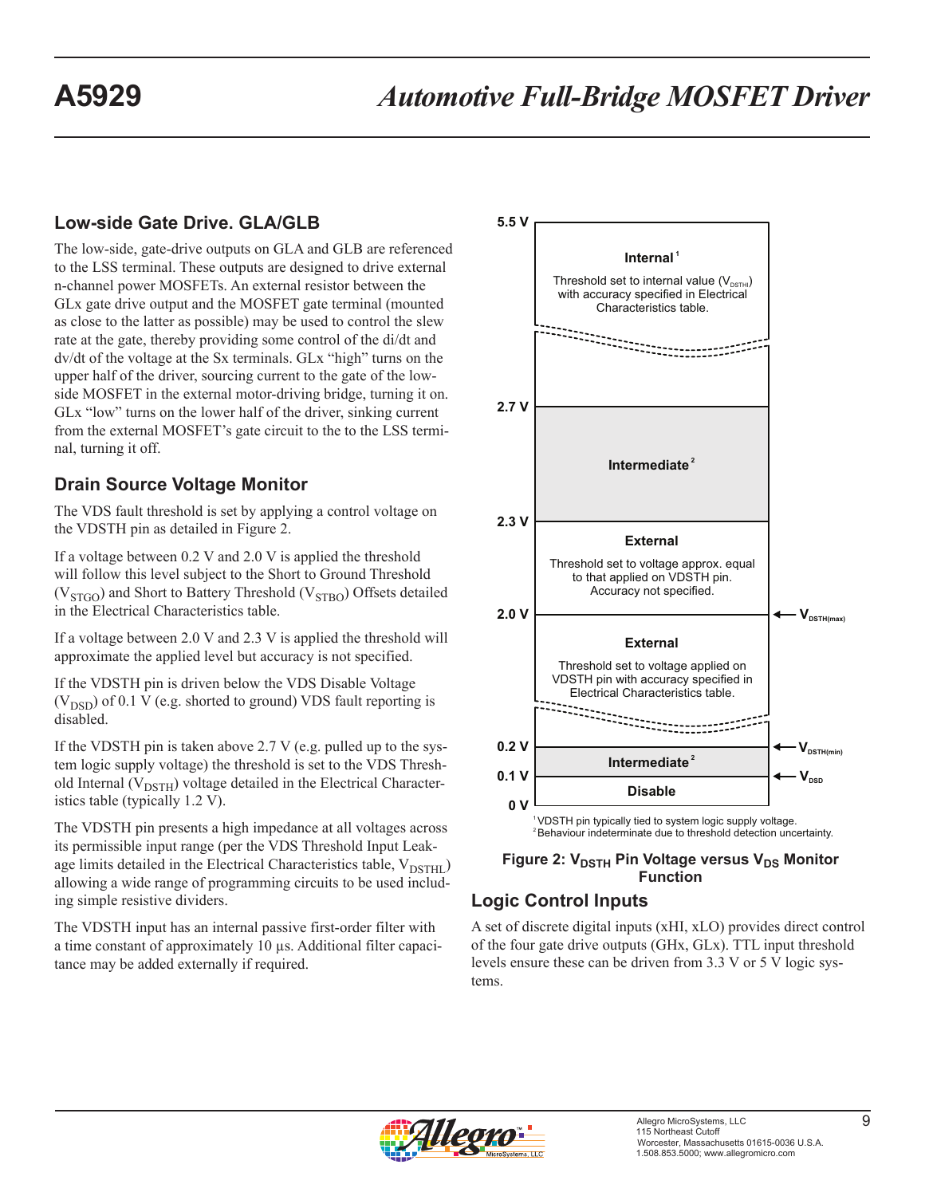## Low-side Gate Drive. GLA/GLB

The low-side, gate-drive outputs on GLA and GLB are referenced to the LSS terminal. These outputs are designed to drive external n-channel power MOSFETs. An external resistor between the GLx gate drive output and the MOSFET gate terminal (mounted as close to the latter as possible) may be used to control the slew rate at the gate, thereby providing some control of the di/dt and dv/dt of the voltage at the Sx terminals. GLx "high" turns on the upper half of the driver, sourcing current to the gate of the low-side MOSFET in the external motor-driving bridge, turning it on. GLx "low" turns on the lower half of the driver, sinking current from the external MOSFET's gate circuit to the to the LSS terminal, turning it off.

## Drain Source Voltage Monitor

The VDS fault threshold is set by applying a control voltage on the VDSTH pin as detailed in Figure 2.

If a voltage between 0.2 V and 2.0 V is applied the threshold will follow this level subject to the Short to Ground Threshold ($V_{STGO}$) and Short to Battery Threshold ($V_{STBO}$) Offsets detailed in the Electrical Characteristics table.

If a voltage between 2.0 V and 2.3 V is applied the threshold will approximate the applied level but accuracy is not specified.

If the VDSTH pin is driven below the VDS Disable Voltage ($V_{DSD}$) of 0.1 V (e.g. shorted to ground) VDS fault reporting is disabled.

If the VDSTH pin is taken above 2.7 V (e.g. pulled up to the system logic supply voltage) the threshold is set to the VDS Threshold Internal ($V_{DSTH}$) voltage detailed in the Electrical Characteristics table (typically 1.2 V).

The VDSTH pin presents a high impedance at all voltages across its permissible input range (per the VDS Threshold Input Leakage limits detailed in the Electrical Characteristics table, $V_{DSTHL}$) allowing a wide range of programming circuits to be used including simple resistive dividers.

The VDSTH input has an internal passive first-order filter with a time constant of approximately 10 µs. Additional filter capacitance may be added externally if required.

| VDSTH Pin Voltage | Region | Function |
|---|---|---|
| 2.7 V to 5.5 V | Internal[1] | Threshold set to internal value ($V_{DSTHI}$) with accuracy specified in Electrical Characteristics table. |
| 2.3 V to 2.7 V | Intermediate[2] | |
| 2.0 V ($V_{DSTH(max)}$) to 2.3 V | External | Threshold set to voltage approx. equal to that applied on VDSTH pin. Accuracy not specified. |
| 0.2 V ($V_{DSTH(min)}$) to 2.0 V ($V_{DSTH(max)}$) | External | Threshold set to voltage applied on VDSTH pin with accuracy specified in Electrical Characteristics table. |
| 0.1 V ($V_{DSD}$) to 0.2 V ($V_{DSTH(min)}$) | Intermediate[2] | |
| 0 V to 0.1 V ($V_{DSD}$) | Disable | |

[1] VDSTH pin typically tied to system logic supply voltage.
[2] Behaviour indeterminate due to threshold detection uncertainty.

**Figure 2: $V_{DSTH}$ Pin Voltage versus $V_{DS}$ Monitor Function**

## Logic Control Inputs

A set of discrete digital inputs (xHI, xLO) provides direct control of the four gate drive outputs (GHx, GLx). TTL input threshold levels ensure these can be driven from 3.3 V or 5 V logic systems.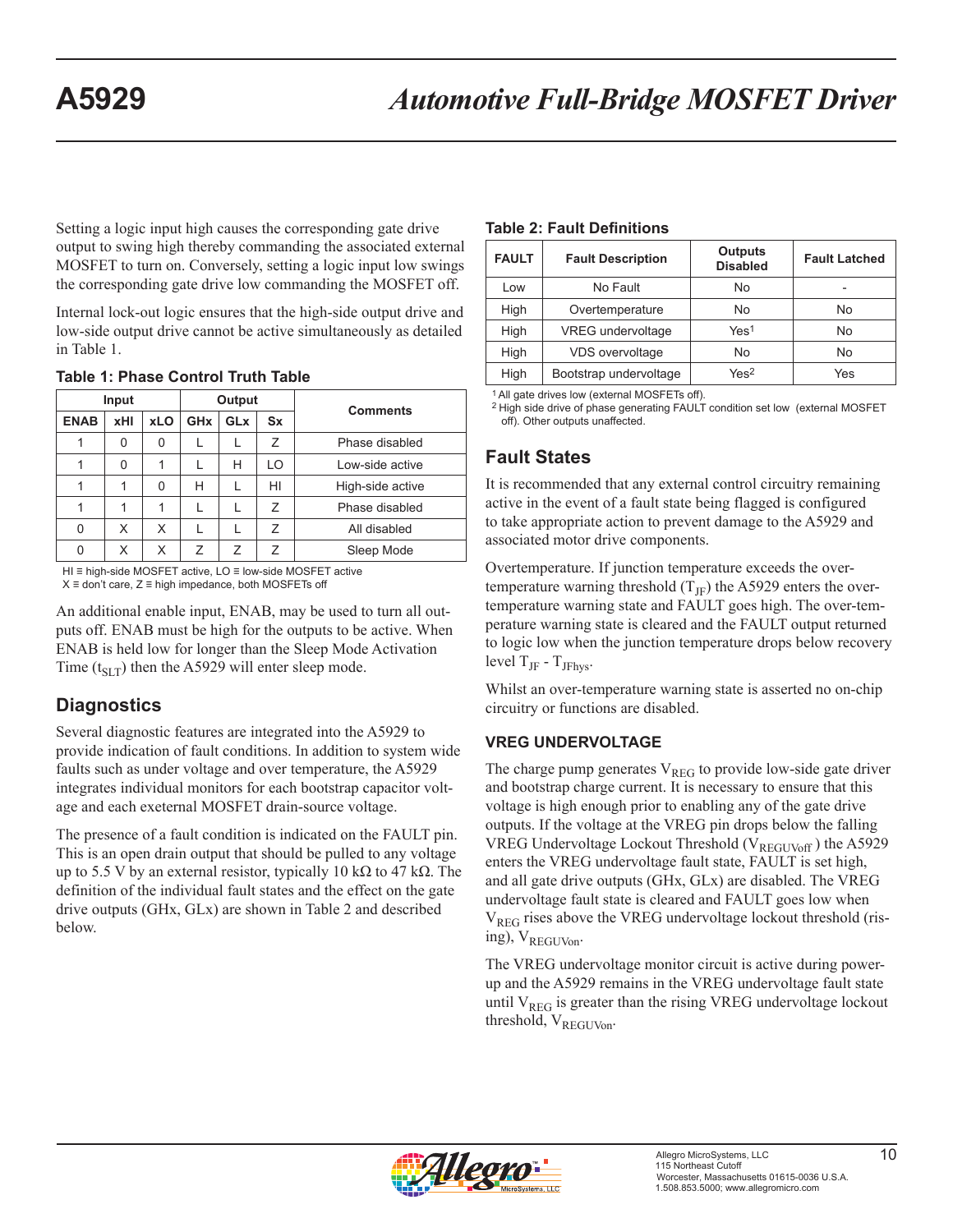Setting a logic input high causes the corresponding gate drive output to swing high thereby commanding the associated external MOSFET to turn on. Conversely, setting a logic input low swings the corresponding gate drive low commanding the MOSFET off.

Internal lock-out logic ensures that the high-side output drive and low-side output drive cannot be active simultaneously as detailed in Table 1.

**Table 1: Phase Control Truth Table**

| Input | | | Output | | | Comments |
|---|---|---|---|---|---|---|
| ENAB | xHI | xLO | GHx | GLx | Sx | |
| 1 | 0 | 0 | L | L | Z | Phase disabled |
| 1 | 0 | 1 | L | H | LO | Low-side active |
| 1 | 1 | 0 | H | L | HI | High-side active |
| 1 | 1 | 1 | L | L | Z | Phase disabled |
| 0 | X | X | L | L | Z | All disabled |
| 0 | X | X | Z | Z | Z | Sleep Mode |

HI ≡ high-side MOSFET active, LO ≡ low-side MOSFET active
X ≡ don't care, Z ≡ high impedance, both MOSFETs off

An additional enable input, ENAB, may be used to turn all outputs off. ENAB must be high for the outputs to be active. When ENAB is held low for longer than the Sleep Mode Activation Time ($t_{SLT}$) then the A5929 will enter sleep mode.

## Diagnostics

Several diagnostic features are integrated into the A5929 to provide indication of fault conditions. In addition to system wide faults such as under voltage and over temperature, the A5929 integrates individual monitors for each bootstrap capacitor voltage and each exeternal MOSFET drain-source voltage.

The presence of a fault condition is indicated on the FAULT pin. This is an open drain output that should be pulled to any voltage up to 5.5 V by an external resistor, typically 10 kΩ to 47 kΩ. The definition of the individual fault states and the effect on the gate drive outputs (GHx, GLx) are shown in Table 2 and described below.

**Table 2: Fault Definitions**

| FAULT | Fault Description | Outputs Disabled | Fault Latched |
|---|---|---|---|
| Low | No Fault | No | - |
| High | Overtemperature | No | No |
| High | VREG undervoltage | Yes[1] | No |
| High | VDS overvoltage | No | No |
| High | Bootstrap undervoltage | Yes[2] | Yes |

[1] All gate drives low (external MOSFETs off).
[2] High side drive of phase generating FAULT condition set low (external MOSFET off). Other outputs unaffected.

## Fault States

It is recommended that any external control circuitry remaining active in the event of a fault state being flagged is configured to take appropriate action to prevent damage to the A5929 and associated motor drive components.

Overtemperature. If junction temperature exceeds the over-temperature warning threshold ($T_{JF}$) the A5929 enters the over-temperature warning state and FAULT goes high. The over-temperature warning state is cleared and the FAULT output returned to logic low when the junction temperature drops below recovery level $T_{JF}$ - $T_{JFhys}$.

Whilst an over-temperature warning state is asserted no on-chip circuitry or functions are disabled.

### VREG UNDERVOLTAGE

The charge pump generates $V_{REG}$ to provide low-side gate driver and bootstrap charge current. It is necessary to ensure that this voltage is high enough prior to enabling any of the gate drive outputs. If the voltage at the VREG pin drops below the falling VREG Undervoltage Lockout Threshold ($V_{REGUVoff}$ ) the A5929 enters the VREG undervoltage fault state, FAULT is set high, and all gate drive outputs (GHx, GLx) are disabled. The VREG undervoltage fault state is cleared and FAULT goes low when $V_{REG}$ rises above the VREG undervoltage lockout threshold (rising), $V_{REGUVon}$.

The VREG undervoltage monitor circuit is active during power-up and the A5929 remains in the VREG undervoltage fault state until $V_{REG}$ is greater than the rising VREG undervoltage lockout threshold, $V_{REGUVon}$.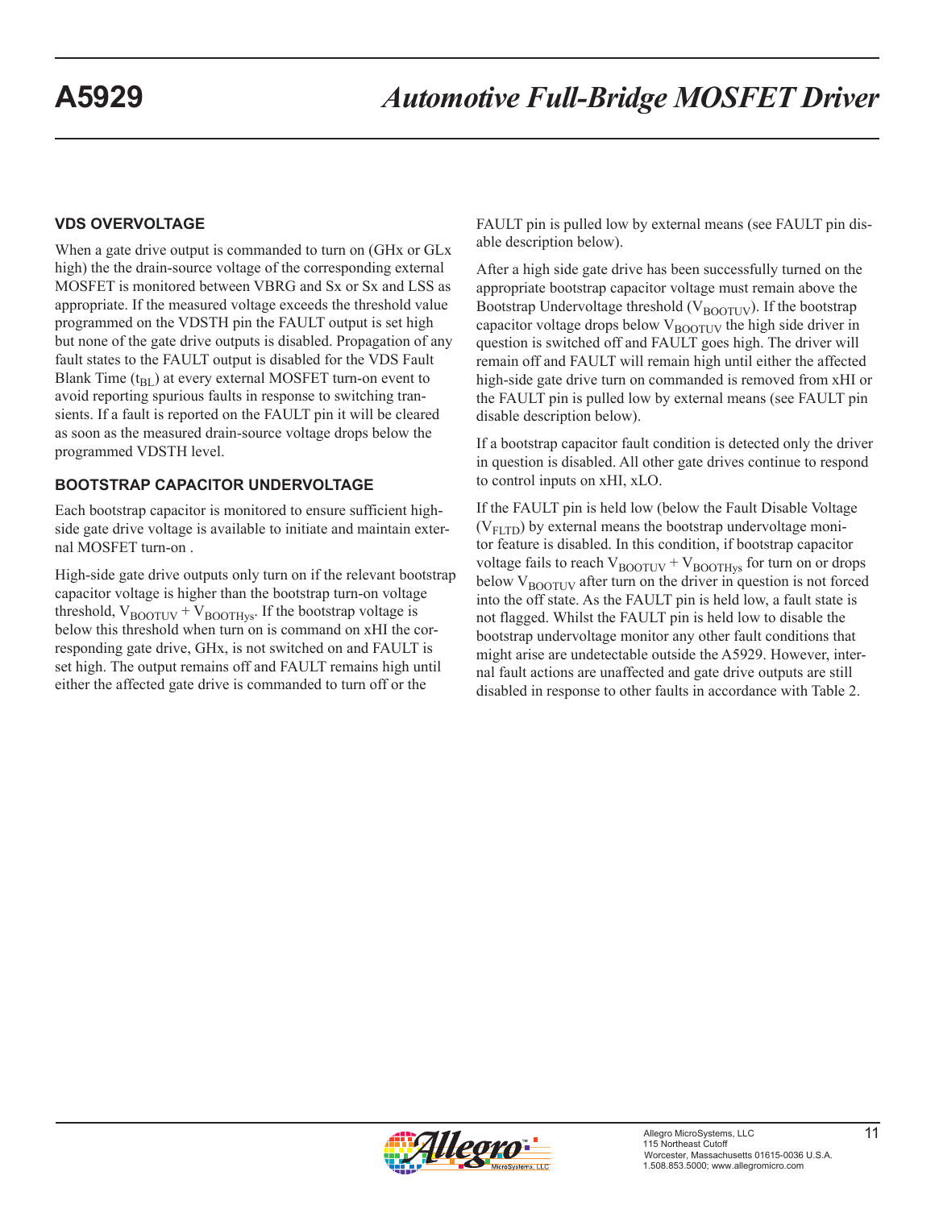### VDS OVERVOLTAGE

When a gate drive output is commanded to turn on (GHx or GLx high) the the drain-source voltage of the corresponding external MOSFET is monitored between VBRG and Sx or Sx and LSS as appropriate. If the measured voltage exceeds the threshold value programmed on the VDSTH pin the FAULT output is set high but none of the gate drive outputs is disabled. Propagation of any fault states to the FAULT output is disabled for the VDS Fault Blank Time ($t_{BL}$) at every external MOSFET turn-on event to avoid reporting spurious faults in response to switching transients. If a fault is reported on the FAULT pin it will be cleared as soon as the measured drain-source voltage drops below the programmed VDSTH level.

### BOOTSTRAP CAPACITOR UNDERVOLTAGE

Each bootstrap capacitor is monitored to ensure sufficient high-side gate drive voltage is available to initiate and maintain external MOSFET turn-on .

High-side gate drive outputs only turn on if the relevant bootstrap capacitor voltage is higher than the bootstrap turn-on voltage threshold, $V_{BOOTUV} + V_{BOOTHys}$. If the bootstrap voltage is below this threshold when turn on is command on xHI the corresponding gate drive, GHx, is not switched on and FAULT is set high. The output remains off and FAULT remains high until either the affected gate drive is commanded to turn off or the FAULT pin is pulled low by external means (see FAULT pin disable description below).

After a high side gate drive has been successfully turned on the appropriate bootstrap capacitor voltage must remain above the Bootstrap Undervoltage threshold ($V_{BOOTUV}$). If the bootstrap capacitor voltage drops below $V_{BOOTUV}$ the high side driver in question is switched off and FAULT goes high. The driver will remain off and FAULT will remain high until either the affected high-side gate drive turn on commanded is removed from xHI or the FAULT pin is pulled low by external means (see FAULT pin disable description below).

If a bootstrap capacitor fault condition is detected only the driver in question is disabled. All other gate drives continue to respond to control inputs on xHI, xLO.

If the FAULT pin is held low (below the Fault Disable Voltage ($V_{FLTD}$) by external means the bootstrap undervoltage monitor feature is disabled. In this condition, if bootstrap capacitor voltage fails to reach $V_{BOOTUV} + V_{BOOTHys}$ for turn on or drops below $V_{BOOTUV}$ after turn on the driver in question is not forced into the off state. As the FAULT pin is held low, a fault state is not flagged. Whilst the FAULT pin is held low to disable the bootstrap undervoltage monitor any other fault conditions that might arise are undetectable outside the A5929. However, internal fault actions are unaffected and gate drive outputs are still disabled in response to other faults in accordance with Table 2.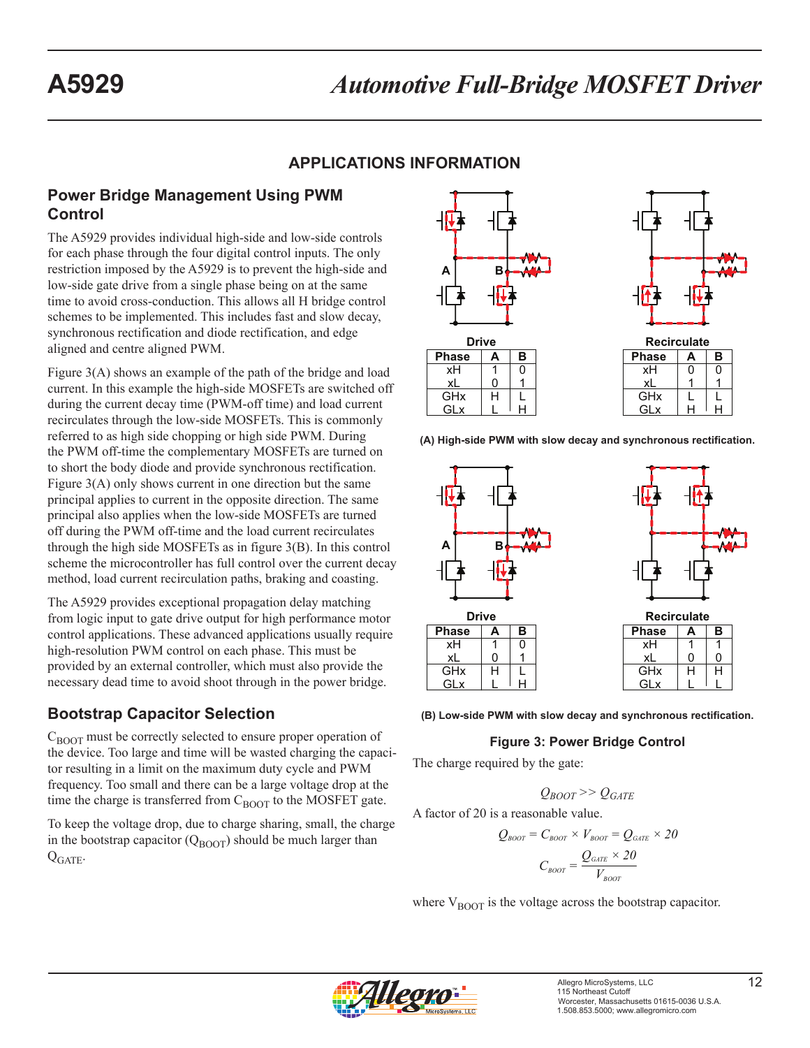## APPLICATIONS INFORMATION

### Power Bridge Management Using PWM Control

The A5929 provides individual high-side and low-side controls for each phase through the four digital control inputs. The only restriction imposed by the A5929 is to prevent the high-side and low-side gate drive from a single phase being on at the same time to avoid cross-conduction. This allows all H bridge control schemes to be implemented. This includes fast and slow decay, synchronous rectification and diode rectification, and edge aligned and centre aligned PWM.

Figure 3(A) shows an example of the path of the bridge and load current. In this example the high-side MOSFETs are switched off during the current decay time (PWM-off time) and load current recirculates through the low-side MOSFETs. This is commonly referred to as high side chopping or high side PWM. During the PWM off-time the complementary MOSFETs are turned on to short the body diode and provide synchronous rectification. Figure 3(A) only shows current in one direction but the same principal applies to current in the opposite direction. The same principal also applies when the low-side MOSFETs are turned off during the PWM off-time and the load current recirculates through the high side MOSFETs as in figure 3(B). In this control scheme the microcontroller has full control over the current decay method, load current recirculation paths, braking and coasting.

The A5929 provides exceptional propagation delay matching from logic input to gate drive output for high performance motor control applications. These advanced applications usually require high-resolution PWM control on each phase. This must be provided by an external controller, which must also provide the necessary dead time to avoid shoot through in the power bridge.

Drive

| Phase | A | B |
|---|---|---|
| xH | 1 | 0 |
| xL | 0 | 1 |
| GHx | H | L |
| GLx | L | H |

Recirculate

| Phase | A | B |
|---|---|---|
| xH | 0 | 0 |
| xL | 1 | 1 |
| GHx | L | L |
| GLx | H | H |

**(A) High-side PWM with slow decay and synchronous rectification.**

Drive

| Phase | A | B |
|---|---|---|
| xH | 1 | 0 |
| xL | 0 | 1 |
| GHx | H | L |
| GLx | L | H |

Recirculate

| Phase | A | B |
|---|---|---|
| xH | 1 | 1 |
| xL | 0 | 0 |
| GHx | H | H |
| GLx | L | L |

**(B) Low-side PWM with slow decay and synchronous rectification.**

**Figure 3: Power Bridge Control**

### Bootstrap Capacitor Selection

$C_{BOOT}$ must be correctly selected to ensure proper operation of the device. Too large and time will be wasted charging the capacitor resulting in a limit on the maximum duty cycle and PWM frequency. Too small and there can be a large voltage drop at the time the charge is transferred from $C_{BOOT}$ to the MOSFET gate.

To keep the voltage drop, due to charge sharing, small, the charge in the bootstrap capacitor ($Q_{BOOT}$) should be much larger than $Q_{GATE}$.

The charge required by the gate:

$$Q_{BOOT} >> Q_{GATE}$$

A factor of 20 is a reasonable value.

$$Q_{BOOT} = C_{BOOT} \times V_{BOOT} = Q_{GATE} \times 20$$

$$C_{BOOT} = \frac{Q_{GATE} \times 20}{V_{BOOT}}$$

where $V_{BOOT}$ is the voltage across the bootstrap capacitor.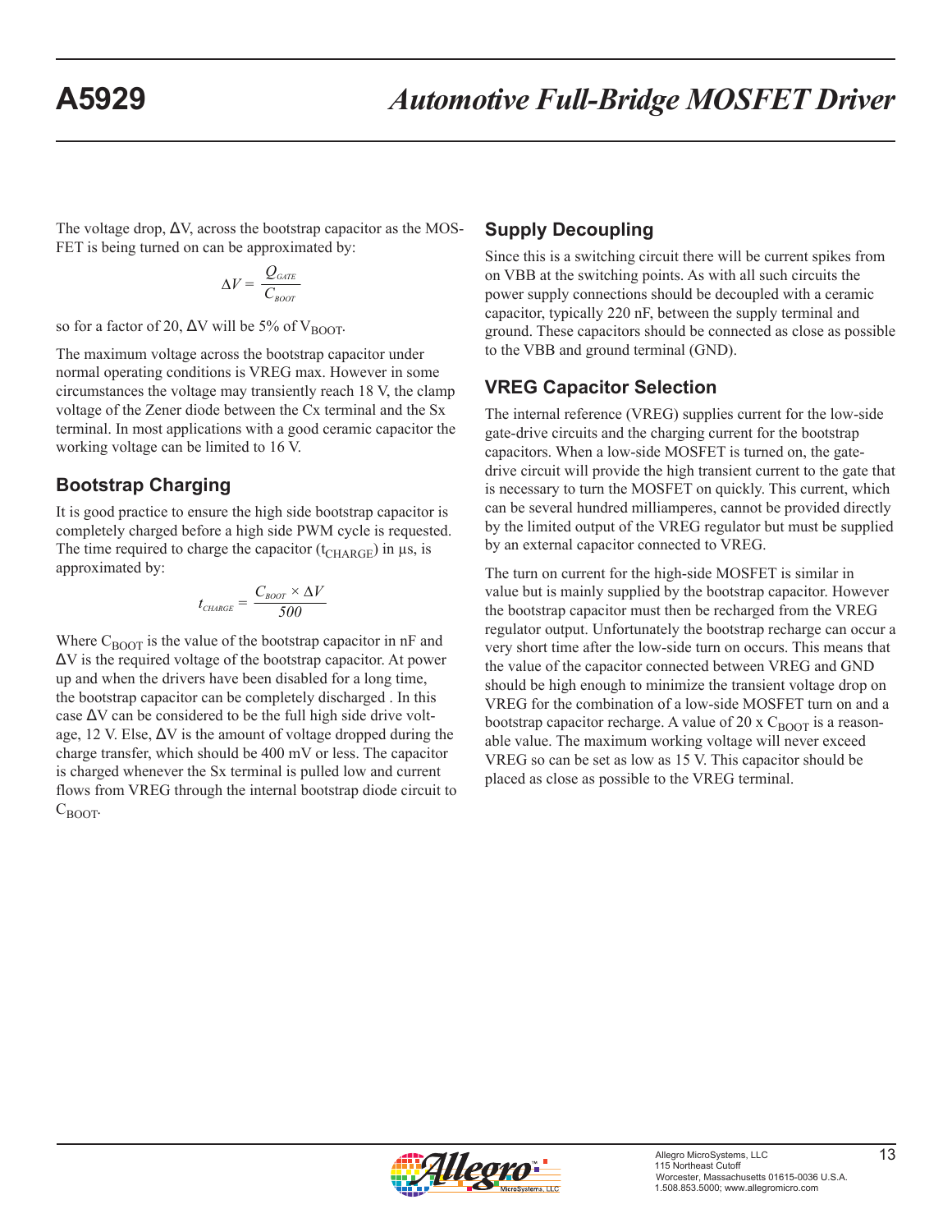The voltage drop, ΔV, across the bootstrap capacitor as the MOSFET is being turned on can be approximated by:

$$\Delta V = \frac{Q_{GATE}}{C_{BOOT}}$$

so for a factor of 20, ΔV will be 5% of $V_{BOOT}$.

The maximum voltage across the bootstrap capacitor under normal operating conditions is VREG max. However in some circumstances the voltage may transiently reach 18 V, the clamp voltage of the Zener diode between the Cx terminal and the Sx terminal. In most applications with a good ceramic capacitor the working voltage can be limited to 16 V.

## Bootstrap Charging

It is good practice to ensure the high side bootstrap capacitor is completely charged before a high side PWM cycle is requested. The time required to charge the capacitor ($t_{CHARGE}$) in µs, is approximated by:

$$t_{CHARGE} = \frac{C_{BOOT} \times \Delta V}{500}$$

Where $C_{BOOT}$ is the value of the bootstrap capacitor in nF and ΔV is the required voltage of the bootstrap capacitor. At power up and when the drivers have been disabled for a long time, the bootstrap capacitor can be completely discharged . In this case ΔV can be considered to be the full high side drive voltage, 12 V. Else, ΔV is the amount of voltage dropped during the charge transfer, which should be 400 mV or less. The capacitor is charged whenever the Sx terminal is pulled low and current flows from VREG through the internal bootstrap diode circuit to $C_{BOOT}$.

## Supply Decoupling

Since this is a switching circuit there will be current spikes from on VBB at the switching points. As with all such circuits the power supply connections should be decoupled with a ceramic capacitor, typically 220 nF, between the supply terminal and ground. These capacitors should be connected as close as possible to the VBB and ground terminal (GND).

## VREG Capacitor Selection

The internal reference (VREG) supplies current for the low-side gate-drive circuits and the charging current for the bootstrap capacitors. When a low-side MOSFET is turned on, the gate-drive circuit will provide the high transient current to the gate that is necessary to turn the MOSFET on quickly. This current, which can be several hundred milliamperes, cannot be provided directly by the limited output of the VREG regulator but must be supplied by an external capacitor connected to VREG.

The turn on current for the high-side MOSFET is similar in value but is mainly supplied by the bootstrap capacitor. However the bootstrap capacitor must then be recharged from the VREG regulator output. Unfortunately the bootstrap recharge can occur a very short time after the low-side turn on occurs. This means that the value of the capacitor connected between VREG and GND should be high enough to minimize the transient voltage drop on VREG for the combination of a low-side MOSFET turn on and a bootstrap capacitor recharge. A value of 20 x $C_{BOOT}$ is a reasonable value. The maximum working voltage will never exceed VREG so can be set as low as 15 V. This capacitor should be placed as close as possible to the VREG terminal.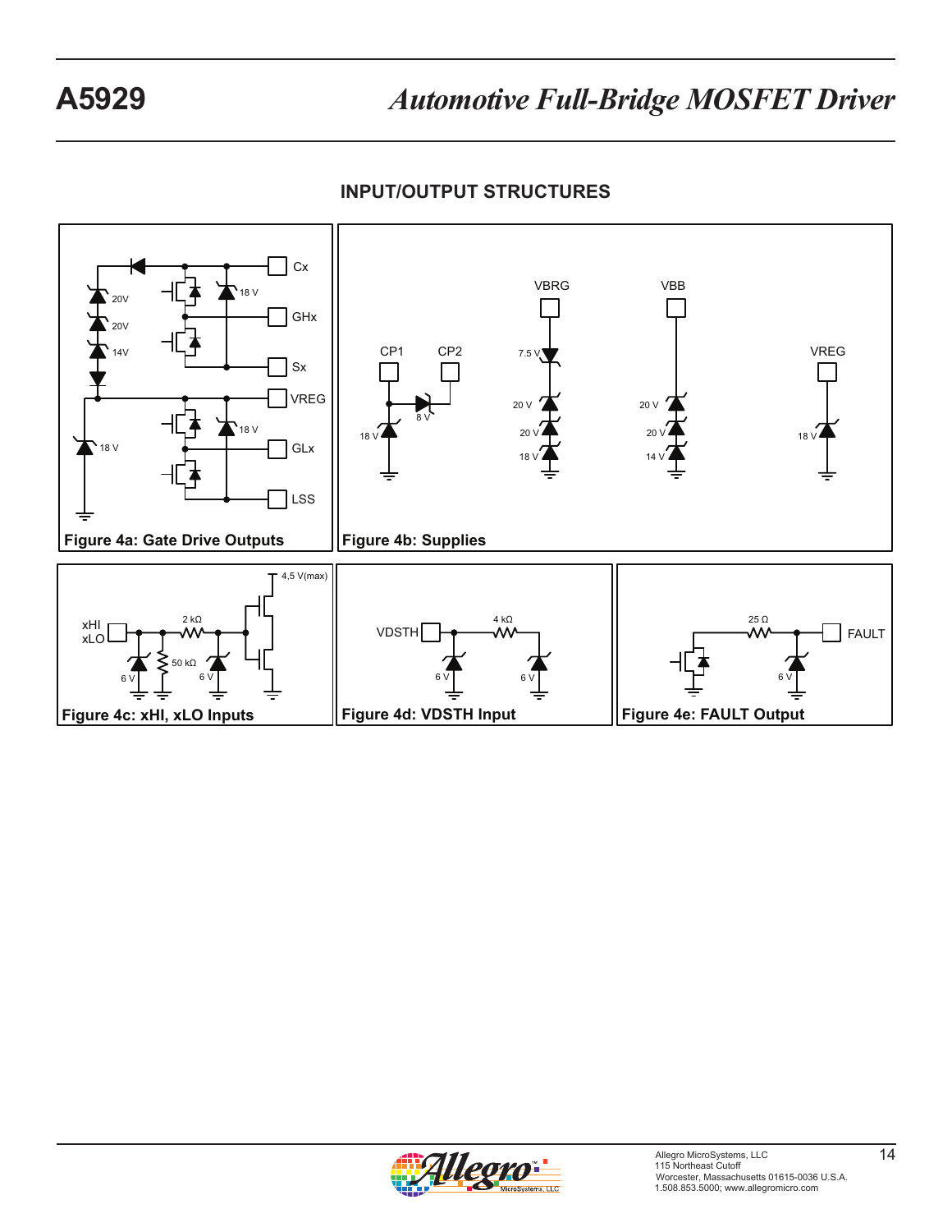## INPUT/OUTPUT STRUCTURES

Figure 4a: Gate Drive Outputs

Figure 4b: Supplies

Figure 4c: xHI, xLO Inputs

Figure 4d: VDSTH Input

Figure 4e: FAULT Output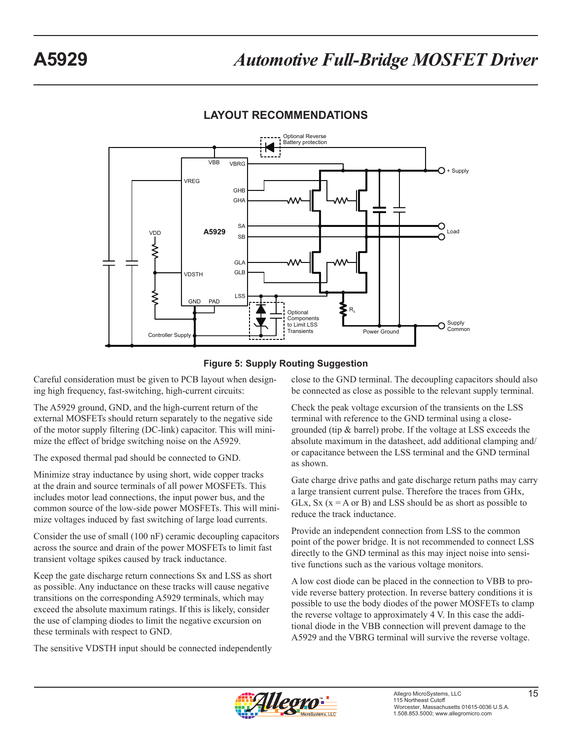## LAYOUT RECOMMENDATIONS

**Figure 5: Supply Routing Suggestion**

Careful consideration must be given to PCB layout when designing high frequency, fast-switching, high-current circuits:

The A5929 ground, GND, and the high-current return of the external MOSFETs should return separately to the negative side of the motor supply filtering (DC-link) capacitor. This will minimize the effect of bridge switching noise on the A5929.

The exposed thermal pad should be connected to GND.

Minimize stray inductance by using short, wide copper tracks at the drain and source terminals of all power MOSFETs. This includes motor lead connections, the input power bus, and the common source of the low-side power MOSFETs. This will minimize voltages induced by fast switching of large load currents.

Consider the use of small (100 nF) ceramic decoupling capacitors across the source and drain of the power MOSFETs to limit fast transient voltage spikes caused by track inductance.

Keep the gate discharge return connections Sx and LSS as short as possible. Any inductance on these tracks will cause negative transitions on the corresponding A5929 terminals, which may exceed the absolute maximum ratings. If this is likely, consider the use of clamping diodes to limit the negative excursion on these terminals with respect to GND.

The sensitive VDSTH input should be connected independently close to the GND terminal. The decoupling capacitors should also be connected as close as possible to the relevant supply terminal.

Check the peak voltage excursion of the transients on the LSS terminal with reference to the GND terminal using a close-grounded (tip & barrel) probe. If the voltage at LSS exceeds the absolute maximum in the datasheet, add additional clamping and/or capacitance between the LSS terminal and the GND terminal as shown.

Gate charge drive paths and gate discharge return paths may carry a large transient current pulse. Therefore the traces from GHx, GLx, Sx (x = A or B) and LSS should be as short as possible to reduce the track inductance.

Provide an independent connection from LSS to the common point of the power bridge. It is not recommended to connect LSS directly to the GND terminal as this may inject noise into sensitive functions such as the various voltage monitors.

A low cost diode can be placed in the connection to VBB to provide reverse battery protection. In reverse battery conditions it is possible to use the body diodes of the power MOSFETs to clamp the reverse voltage to approximately 4 V. In this case the additional diode in the VBB connection will prevent damage to the A5929 and the VBRG terminal will survive the reverse voltage.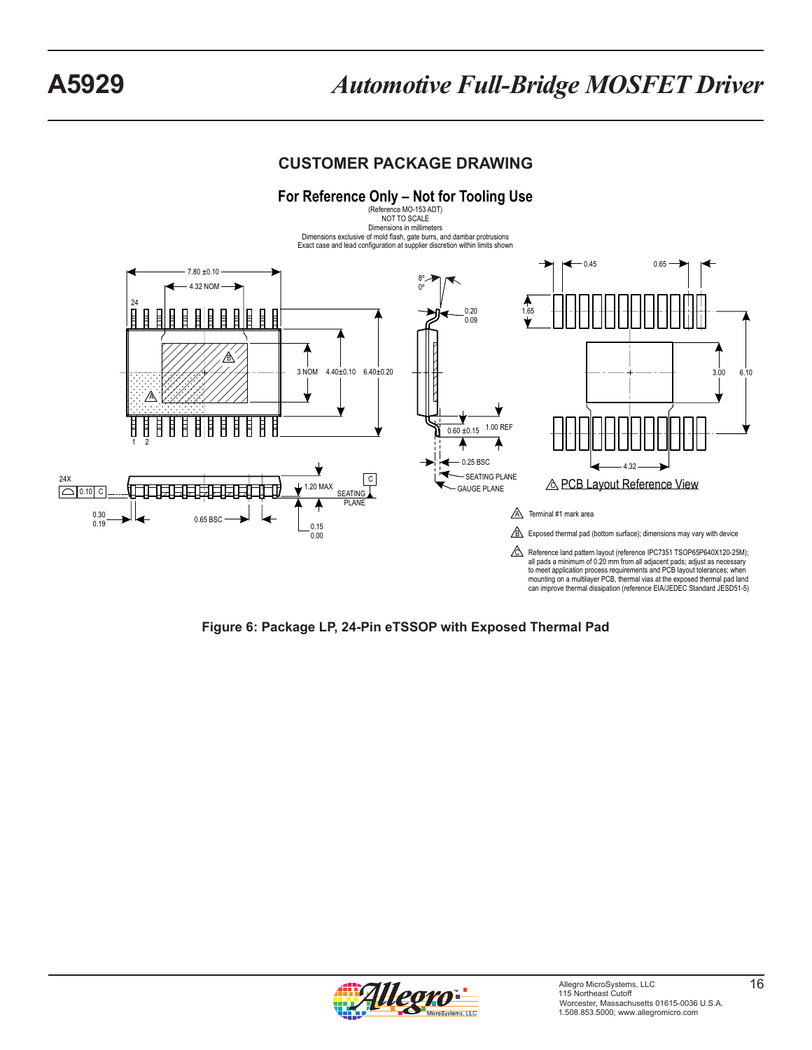## CUSTOMER PACKAGE DRAWING

### For Reference Only – Not for Tooling Use

(Reference MO-153 ADT)
NOT TO SCALE
Dimensions in millimeters
Dimensions exclusive of mold flash, gate burrs, and dambar protrusions
Exact case and lead configuration at supplier discretion within limits shown

A Terminal #1 mark area

B Exposed thermal pad (bottom surface); dimensions may vary with device

C Reference land pattern layout (reference IPC7351 TSOP65P640X120-25M); all pads a minimum of 0.20 mm from all adjacent pads; adjust as necessary to meet application process requirements and PCB layout tolerances; when mounting on a multilayer PCB, thermal vias at the exposed thermal pad land can improve thermal dissipation (reference EIA/JEDEC Standard JESD51-5)

**Figure 6: Package LP, 24-Pin eTSSOP with Exposed Thermal Pad**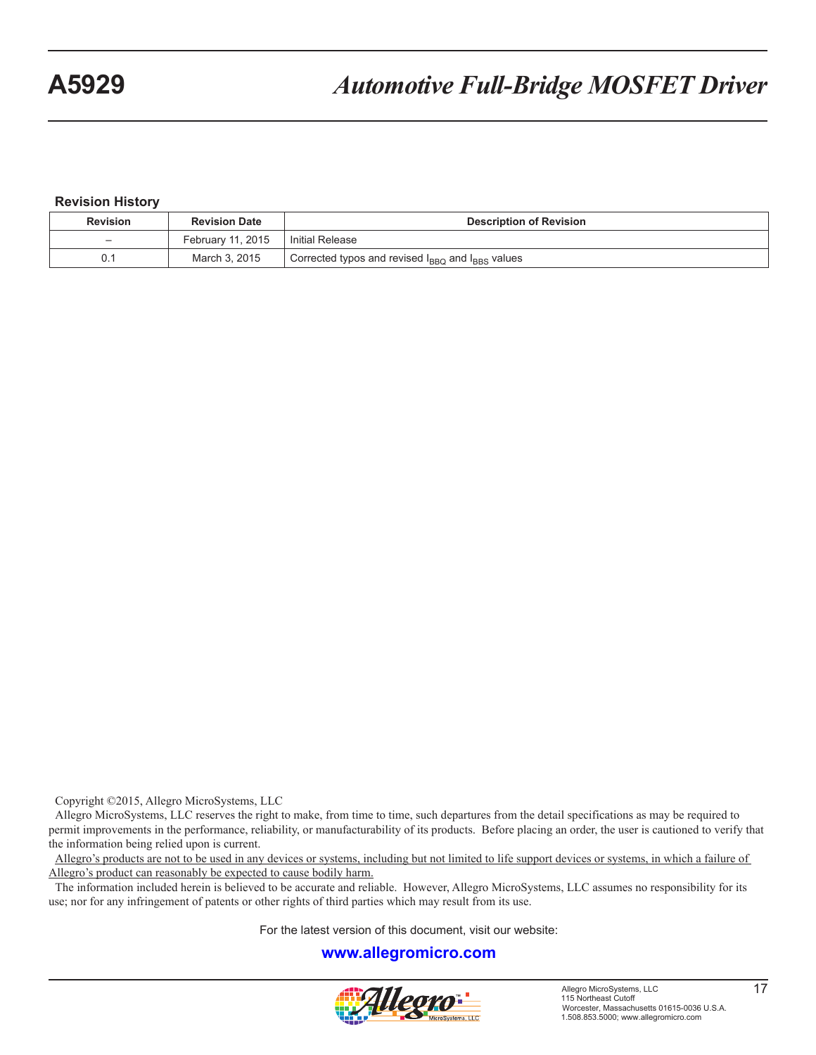## Revision History

| Revision | Revision Date | Description of Revision |
|---|---|---|
| – | February 11, 2015 | Initial Release |
| 0.1 | March 3, 2015 | Corrected typos and revised $I_{BBQ}$ and $I_{BBS}$ values |

Copyright ©2015, Allegro MicroSystems, LLC

Allegro MicroSystems, LLC reserves the right to make, from time to time, such departures from the detail specifications as may be required to permit improvements in the performance, reliability, or manufacturability of its products. Before placing an order, the user is cautioned to verify that the information being relied upon is current.

Allegro's products are not to be used in any devices or systems, including but not limited to life support devices or systems, in which a failure of Allegro's product can reasonably be expected to cause bodily harm.

The information included herein is believed to be accurate and reliable. However, Allegro MicroSystems, LLC assumes no responsibility for its use; nor for any infringement of patents or other rights of third parties which may result from its use.

For the latest version of this document, visit our website:

**www.allegromicro.com**